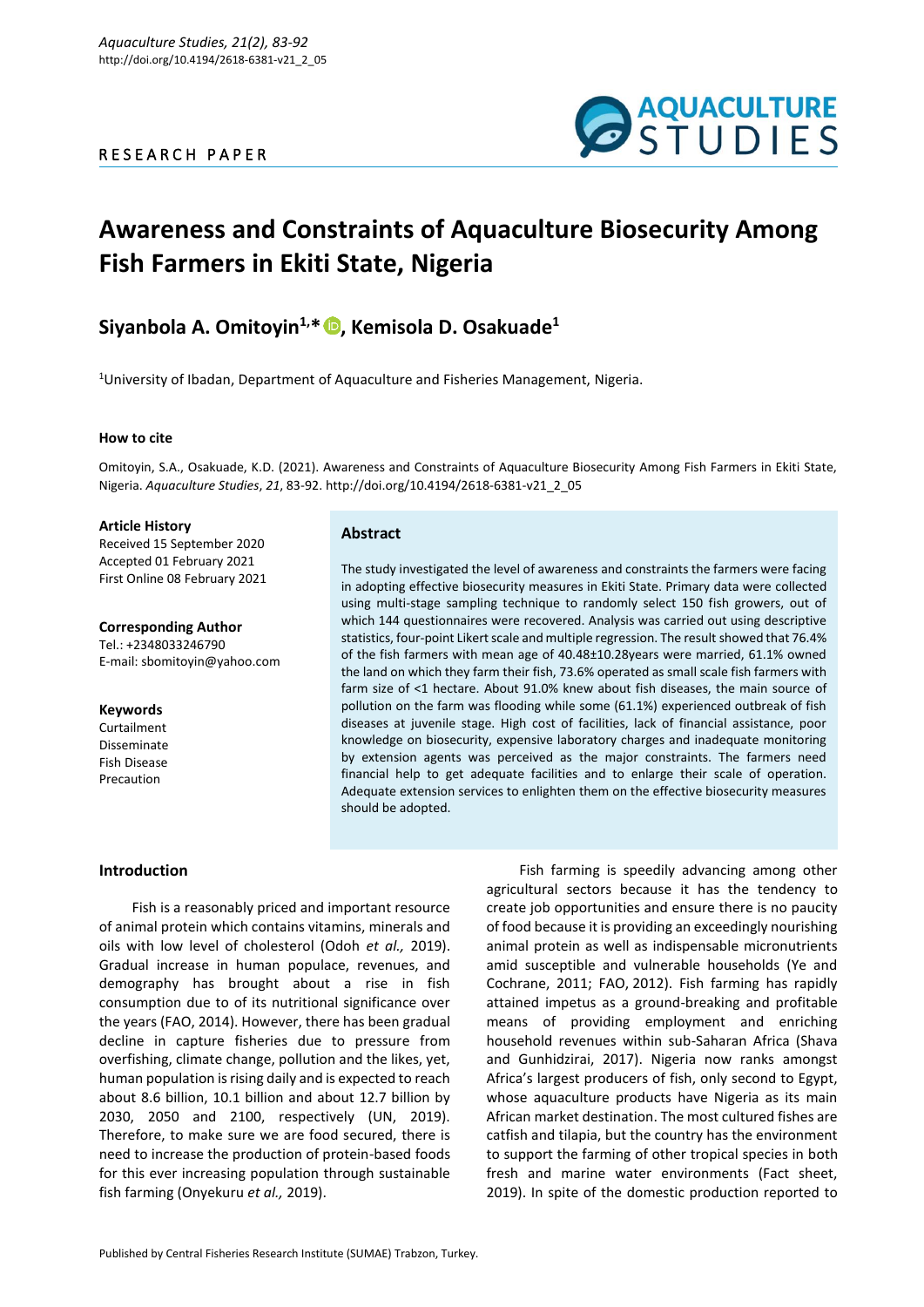RESEARCH PAPER

# Awareness and Constraints of Aquaculture Biosecurity Among Fish Farmers in Ekiti State, Nigeria

## Siyanbola A. Omitoyin[1,*], Kemisola D. Osakuade[1]

[1]University of Ibadan, Department of Aquaculture and Fisheries Management, Nigeria.

#### How to cite

Omitoyin, S.A., Osakuade, K.D. (2021). Awareness and Constraints of Aquaculture Biosecurity Among Fish Farmers in Ekiti State, Nigeria. *Aquaculture Studies*, *21*, 83-92. http://doi.org/10.4194/2618-6381-v21_2_05

#### Article History

Received 15 September 2020
Accepted 01 February 2021
First Online 08 February 2021

#### Corresponding Author

Tel.: +2348033246790
E-mail: sbomitoyin@yahoo.com

#### Keywords

Curtailment
Disseminate
Fish Disease
Precaution

### Abstract

The study investigated the level of awareness and constraints the farmers were facing in adopting effective biosecurity measures in Ekiti State. Primary data were collected using multi-stage sampling technique to randomly select 150 fish growers, out of which 144 questionnaires were recovered. Analysis was carried out using descriptive statistics, four-point Likert scale and multiple regression. The result showed that 76.4% of the fish farmers with mean age of 40.48±10.28years were married, 61.1% owned the land on which they farm their fish, 73.6% operated as small scale fish farmers with farm size of <1 hectare. About 91.0% knew about fish diseases, the main source of pollution on the farm was flooding while some (61.1%) experienced outbreak of fish diseases at juvenile stage. High cost of facilities, lack of financial assistance, poor knowledge on biosecurity, expensive laboratory charges and inadequate monitoring by extension agents was perceived as the major constraints. The farmers need financial help to get adequate facilities and to enlarge their scale of operation. Adequate extension services to enlighten them on the effective biosecurity measures should be adopted.

## Introduction

Fish is a reasonably priced and important resource of animal protein which contains vitamins, minerals and oils with low level of cholesterol (Odoh *et al.,* 2019). Gradual increase in human populace, revenues, and demography has brought about a rise in fish consumption due to of its nutritional significance over the years (FAO, 2014). However, there has been gradual decline in capture fisheries due to pressure from overfishing, climate change, pollution and the likes, yet, human population is rising daily and is expected to reach about 8.6 billion, 10.1 billion and about 12.7 billion by 2030, 2050 and 2100, respectively (UN, 2019). Therefore, to make sure we are food secured, there is need to increase the production of protein-based foods for this ever increasing population through sustainable fish farming (Onyekuru *et al.,* 2019).

Fish farming is speedily advancing among other agricultural sectors because it has the tendency to create job opportunities and ensure there is no paucity of food because it is providing an exceedingly nourishing animal protein as well as indispensable micronutrients amid susceptible and vulnerable households (Ye and Cochrane, 2011; FAO, 2012). Fish farming has rapidly attained impetus as a ground-breaking and profitable means of providing employment and enriching household revenues within sub-Saharan Africa (Shava and Gunhidzirai, 2017). Nigeria now ranks amongst Africa's largest producers of fish, only second to Egypt, whose aquaculture products have Nigeria as its main African market destination. The most cultured fishes are catfish and tilapia, but the country has the environment to support the farming of other tropical species in both fresh and marine water environments (Fact sheet, 2019). In spite of the domestic production reported to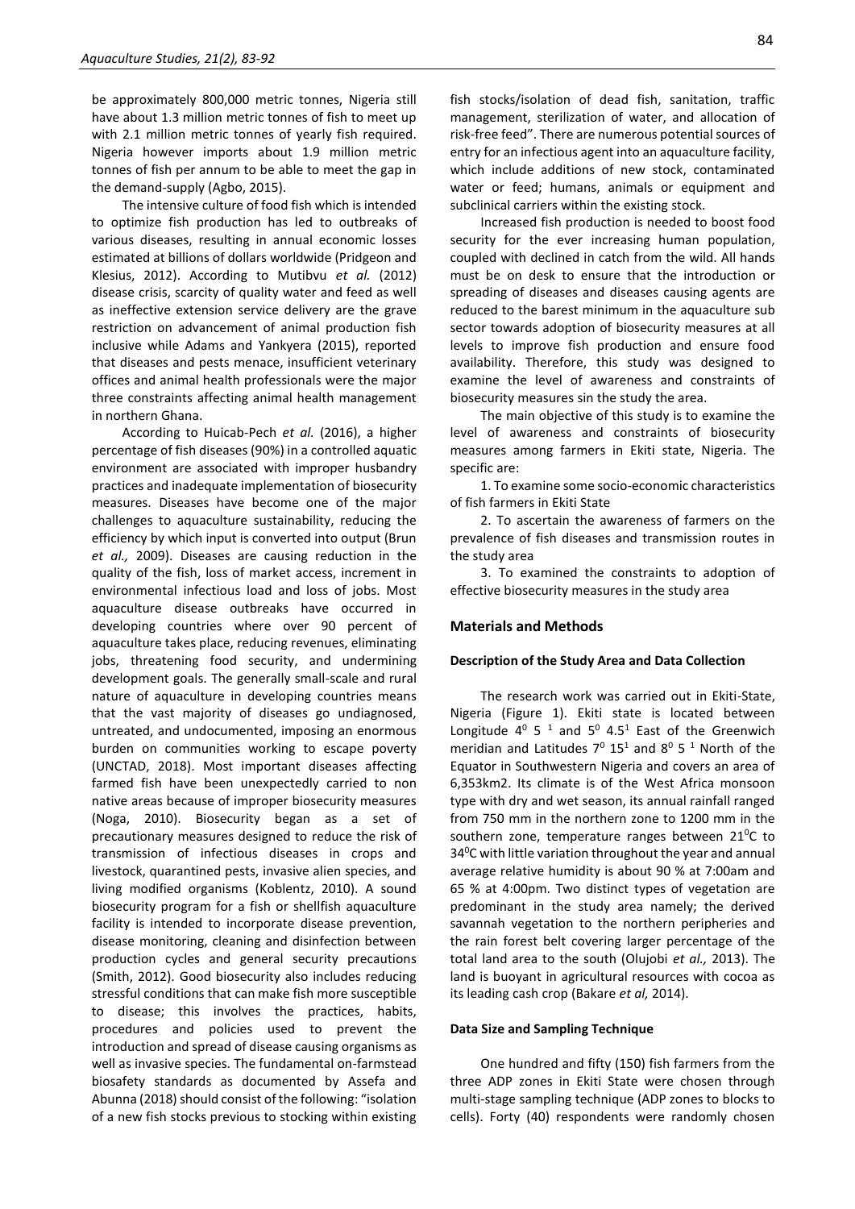be approximately 800,000 metric tonnes, Nigeria still have about 1.3 million metric tonnes of fish to meet up with 2.1 million metric tonnes of yearly fish required. Nigeria however imports about 1.9 million metric tonnes of fish per annum to be able to meet the gap in the demand-supply (Agbo, 2015).

The intensive culture of food fish which is intended to optimize fish production has led to outbreaks of various diseases, resulting in annual economic losses estimated at billions of dollars worldwide (Pridgeon and Klesius, 2012). According to Mutibvu *et al.* (2012) disease crisis, scarcity of quality water and feed as well as ineffective extension service delivery are the grave restriction on advancement of animal production fish inclusive while Adams and Yankyera (2015), reported that diseases and pests menace, insufficient veterinary offices and animal health professionals were the major three constraints affecting animal health management in northern Ghana.

According to Huicab-Pech *et al.* (2016), a higher percentage of fish diseases (90%) in a controlled aquatic environment are associated with improper husbandry practices and inadequate implementation of biosecurity measures. Diseases have become one of the major challenges to aquaculture sustainability, reducing the efficiency by which input is converted into output (Brun *et al.,* 2009). Diseases are causing reduction in the quality of the fish, loss of market access, increment in environmental infectious load and loss of jobs. Most aquaculture disease outbreaks have occurred in developing countries where over 90 percent of aquaculture takes place, reducing revenues, eliminating jobs, threatening food security, and undermining development goals. The generally small-scale and rural nature of aquaculture in developing countries means that the vast majority of diseases go undiagnosed, untreated, and undocumented, imposing an enormous burden on communities working to escape poverty (UNCTAD, 2018). Most important diseases affecting farmed fish have been unexpectedly carried to non native areas because of improper biosecurity measures (Noga, 2010). Biosecurity began as a set of precautionary measures designed to reduce the risk of transmission of infectious diseases in crops and livestock, quarantined pests, invasive alien species, and living modified organisms (Koblentz, 2010). A sound biosecurity program for a fish or shellfish aquaculture facility is intended to incorporate disease prevention, disease monitoring, cleaning and disinfection between production cycles and general security precautions (Smith, 2012). Good biosecurity also includes reducing stressful conditions that can make fish more susceptible to disease; this involves the practices, habits, procedures and policies used to prevent the introduction and spread of disease causing organisms as well as invasive species. The fundamental on-farmstead biosafety standards as documented by Assefa and Abunna (2018) should consist of the following: "isolation of a new fish stocks previous to stocking within existing fish stocks/isolation of dead fish, sanitation, traffic management, sterilization of water, and allocation of risk-free feed". There are numerous potential sources of entry for an infectious agent into an aquaculture facility, which include additions of new stock, contaminated water or feed; humans, animals or equipment and subclinical carriers within the existing stock.

Increased fish production is needed to boost food security for the ever increasing human population, coupled with declined in catch from the wild. All hands must be on desk to ensure that the introduction or spreading of diseases and diseases causing agents are reduced to the barest minimum in the aquaculture sub sector towards adoption of biosecurity measures at all levels to improve fish production and ensure food availability. Therefore, this study was designed to examine the level of awareness and constraints of biosecurity measures sin the study the area.

The main objective of this study is to examine the level of awareness and constraints of biosecurity measures among farmers in Ekiti state, Nigeria. The specific are:

1. To examine some socio-economic characteristics of fish farmers in Ekiti State

2. To ascertain the awareness of farmers on the prevalence of fish diseases and transmission routes in the study area

3. To examined the constraints to adoption of effective biosecurity measures in the study area

## Materials and Methods

### Description of the Study Area and Data Collection

The research work was carried out in Ekiti-State, Nigeria (Figure 1). Ekiti state is located between Longitude $4^0$ 5 $^1$ and $5^0$ $4.5^1$ East of the Greenwich meridian and Latitudes $7^0$ $15^1$ and $8^0$ 5 $^1$ North of the Equator in Southwestern Nigeria and covers an area of 6,353km2. Its climate is of the West Africa monsoon type with dry and wet season, its annual rainfall ranged from 750 mm in the northern zone to 1200 mm in the southern zone, temperature ranges between $21^0$C to $34^0$C with little variation throughout the year and annual average relative humidity is about 90 % at 7:00am and 65 % at 4:00pm. Two distinct types of vegetation are predominant in the study area namely; the derived savannah vegetation to the northern peripheries and the rain forest belt covering larger percentage of the total land area to the south (Olujobi *et al.,* 2013). The land is buoyant in agricultural resources with cocoa as its leading cash crop (Bakare *et al,* 2014).

### Data Size and Sampling Technique

One hundred and fifty (150) fish farmers from the three ADP zones in Ekiti State were chosen through multi-stage sampling technique (ADP zones to blocks to cells). Forty (40) respondents were randomly chosen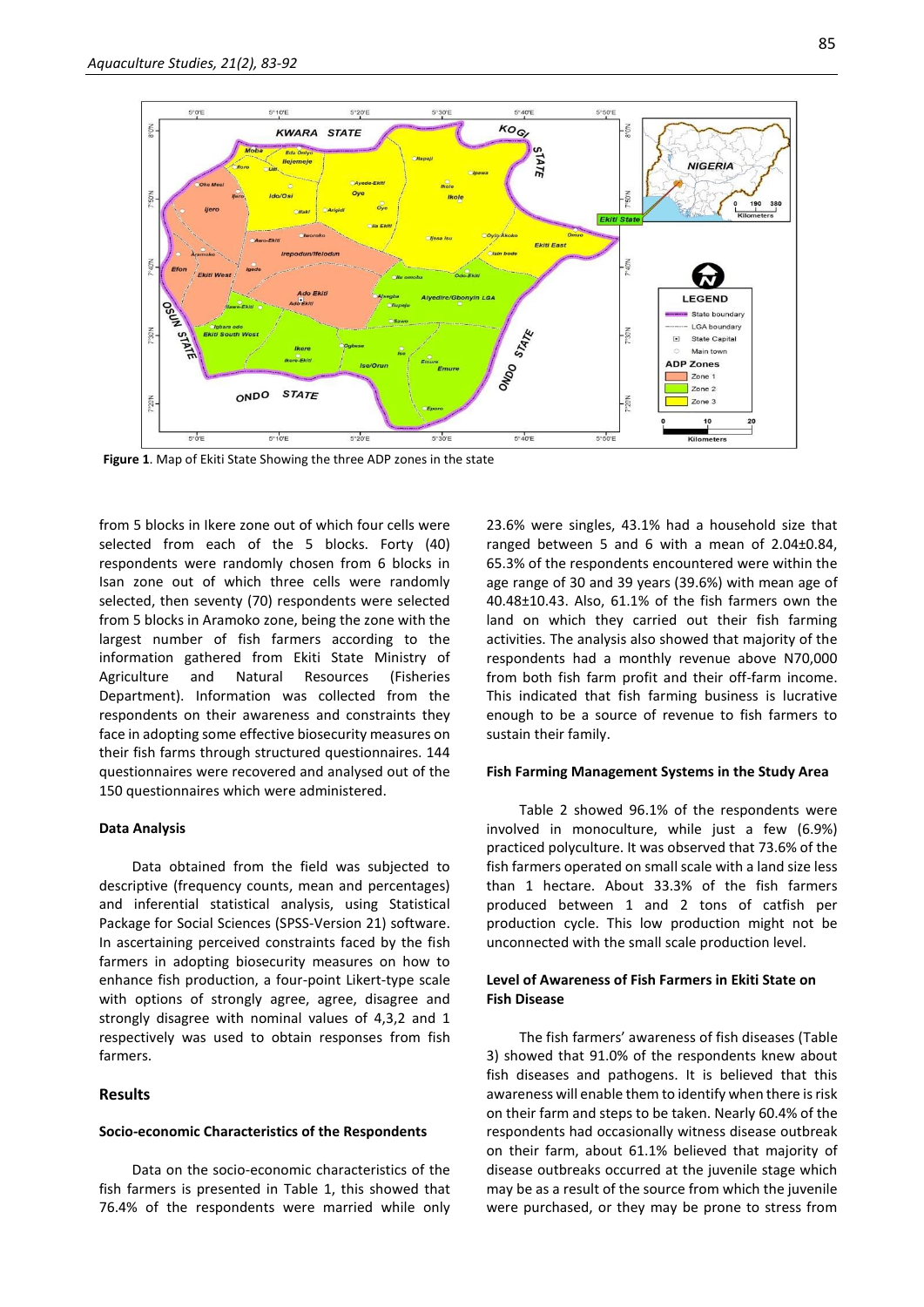Figure 1. Map of Ekiti State Showing the three ADP zones in the state

from 5 blocks in Ikere zone out of which four cells were selected from each of the 5 blocks. Forty (40) respondents were randomly chosen from 6 blocks in Isan zone out of which three cells were randomly selected, then seventy (70) respondents were selected from 5 blocks in Aramoko zone, being the zone with the largest number of fish farmers according to the information gathered from Ekiti State Ministry of Agriculture and Natural Resources (Fisheries Department). Information was collected from the respondents on their awareness and constraints they face in adopting some effective biosecurity measures on their fish farms through structured questionnaires. 144 questionnaires were recovered and analysed out of the 150 questionnaires which were administered.

### Data Analysis

Data obtained from the field was subjected to descriptive (frequency counts, mean and percentages) and inferential statistical analysis, using Statistical Package for Social Sciences (SPSS-Version 21) software. In ascertaining perceived constraints faced by the fish farmers in adopting biosecurity measures on how to enhance fish production, a four-point Likert-type scale with options of strongly agree, agree, disagree and strongly disagree with nominal values of 4,3,2 and 1 respectively was used to obtain responses from fish farmers.

## Results

### Socio-economic Characteristics of the Respondents

Data on the socio-economic characteristics of the fish farmers is presented in Table 1, this showed that 76.4% of the respondents were married while only 23.6% were singles, 43.1% had a household size that ranged between 5 and 6 with a mean of 2.04±0.84, 65.3% of the respondents encountered were within the age range of 30 and 39 years (39.6%) with mean age of 40.48±10.43. Also, 61.1% of the fish farmers own the land on which they carried out their fish farming activities. The analysis also showed that majority of the respondents had a monthly revenue above N70,000 from both fish farm profit and their off-farm income. This indicated that fish farming business is lucrative enough to be a source of revenue to fish farmers to sustain their family.

### Fish Farming Management Systems in the Study Area

Table 2 showed 96.1% of the respondents were involved in monoculture, while just a few (6.9%) practiced polyculture. It was observed that 73.6% of the fish farmers operated on small scale with a land size less than 1 hectare. About 33.3% of the fish farmers produced between 1 and 2 tons of catfish per production cycle. This low production might not be unconnected with the small scale production level.

### Level of Awareness of Fish Farmers in Ekiti State on Fish Disease

The fish farmers' awareness of fish diseases (Table 3) showed that 91.0% of the respondents knew about fish diseases and pathogens. It is believed that this awareness will enable them to identify when there is risk on their farm and steps to be taken. Nearly 60.4% of the respondents had occasionally witness disease outbreak on their farm, about 61.1% believed that majority of disease outbreaks occurred at the juvenile stage which may be as a result of the source from which the juvenile were purchased, or they may be prone to stress from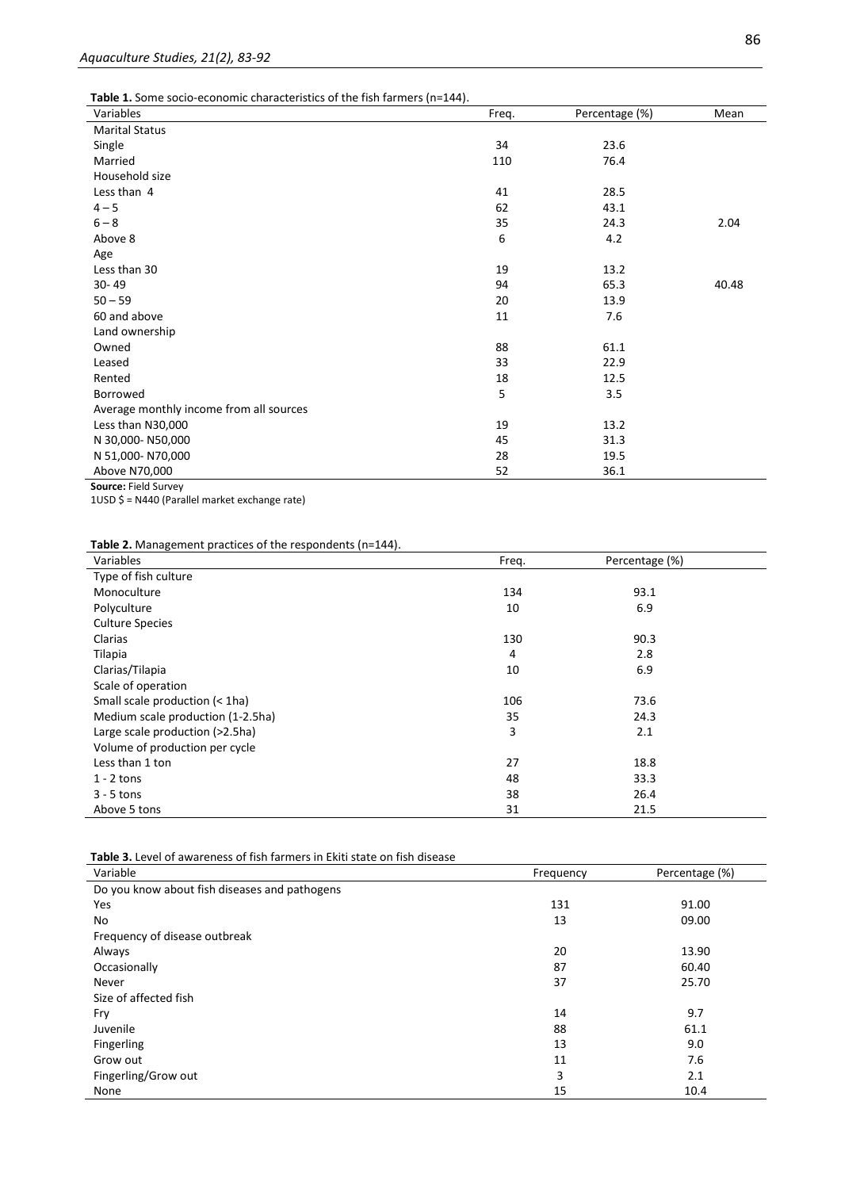**Table 1.** Some socio-economic characteristics of the fish farmers (n=144).

| Variables | Freq. | Percentage (%) | Mean |
|---|---|---|---|
| Marital Status | | | |
| Single | 34 | 23.6 | |
| Married | 110 | 76.4 | |
| Household size | | | |
| Less than 4 | 41 | 28.5 | |
| 4 – 5 | 62 | 43.1 | |
| 6 – 8 | 35 | 24.3 | 2.04 |
| Above 8 | 6 | 4.2 | |
| Age | | | |
| Less than 30 | 19 | 13.2 | |
| 30- 49 | 94 | 65.3 | 40.48 |
| 50 – 59 | 20 | 13.9 | |
| 60 and above | 11 | 7.6 | |
| Land ownership | | | |
| Owned | 88 | 61.1 | |
| Leased | 33 | 22.9 | |
| Rented | 18 | 12.5 | |
| Borrowed | 5 | 3.5 | |
| Average monthly income from all sources | | | |
| Less than N30,000 | 19 | 13.2 | |
| N 30,000- N50,000 | 45 | 31.3 | |
| N 51,000- N70,000 | 28 | 19.5 | |
| Above N70,000 | 52 | 36.1 | |

**Source:** Field Survey
1USD $ = N440 (Parallel market exchange rate)

**Table 2.** Management practices of the respondents (n=144).

| Variables | Freq. | Percentage (%) |
|---|---|---|
| Type of fish culture | | |
| Monoculture | 134 | 93.1 |
| Polyculture | 10 | 6.9 |
| Culture Species | | |
| Clarias | 130 | 90.3 |
| Tilapia | 4 | 2.8 |
| Clarias/Tilapia | 10 | 6.9 |
| Scale of operation | | |
| Small scale production (< 1ha) | 106 | 73.6 |
| Medium scale production (1-2.5ha) | 35 | 24.3 |
| Large scale production (>2.5ha) | 3 | 2.1 |
| Volume of production per cycle | | |
| Less than 1 ton | 27 | 18.8 |
| 1 - 2 tons | 48 | 33.3 |
| 3 - 5 tons | 38 | 26.4 |
| Above 5 tons | 31 | 21.5 |

**Table 3.** Level of awareness of fish farmers in Ekiti state on fish disease

| Variable | Frequency | Percentage (%) |
|---|---|---|
| Do you know about fish diseases and pathogens | | |
| Yes | 131 | 91.00 |
| No | 13 | 09.00 |
| Frequency of disease outbreak | | |
| Always | 20 | 13.90 |
| Occasionally | 87 | 60.40 |
| Never | 37 | 25.70 |
| Size of affected fish | | |
| Fry | 14 | 9.7 |
| Juvenile | 88 | 61.1 |
| Fingerling | 13 | 9.0 |
| Grow out | 11 | 7.6 |
| Fingerling/Grow out | 3 | 2.1 |
| None | 15 | 10.4 |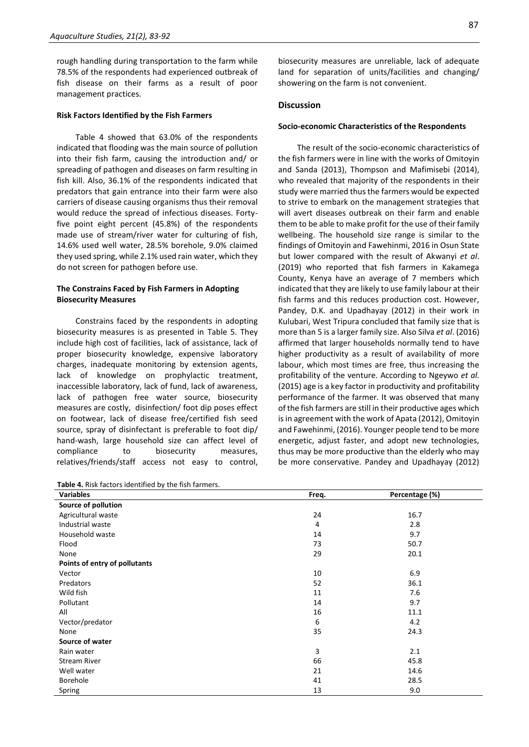rough handling during transportation to the farm while 78.5% of the respondents had experienced outbreak of fish disease on their farms as a result of poor management practices.

### Risk Factors Identified by the Fish Farmers

Table 4 showed that 63.0% of the respondents indicated that flooding was the main source of pollution into their fish farm, causing the introduction and/ or spreading of pathogen and diseases on farm resulting in fish kill. Also, 36.1% of the respondents indicated that predators that gain entrance into their farm were also carriers of disease causing organisms thus their removal would reduce the spread of infectious diseases. Forty-five point eight percent (45.8%) of the respondents made use of stream/river water for culturing of fish, 14.6% used well water, 28.5% borehole, 9.0% claimed they used spring, while 2.1% used rain water, which they do not screen for pathogen before use.

### The Constrains Faced by Fish Farmers in Adopting Biosecurity Measures

Constrains faced by the respondents in adopting biosecurity measures is as presented in Table 5. They include high cost of facilities, lack of assistance, lack of proper biosecurity knowledge, expensive laboratory charges, inadequate monitoring by extension agents, lack of knowledge on prophylactic treatment, inaccessible laboratory, lack of fund, lack of awareness, lack of pathogen free water source, biosecurity measures are costly, disinfection/ foot dip poses effect on footwear, lack of disease free/certified fish seed source, spray of disinfectant is preferable to foot dip/ hand-wash, large household size can affect level of compliance to biosecurity measures, relatives/friends/staff access not easy to control, biosecurity measures are unreliable, lack of adequate land for separation of units/facilities and changing/ showering on the farm is not convenient.

## Discussion

### Socio-economic Characteristics of the Respondents

The result of the socio-economic characteristics of the fish farmers were in line with the works of Omitoyin and Sanda (2013), Thompson and Mafimisebi (2014), who revealed that majority of the respondents in their study were married thus the farmers would be expected to strive to embark on the management strategies that will avert diseases outbreak on their farm and enable them to be able to make profit for the use of their family wellbeing. The household size range is similar to the findings of Omitoyin and Fawehinmi, 2016 in Osun State but lower compared with the result of Akwanyi *et al*. (2019) who reported that fish farmers in Kakamega County, Kenya have an average of 7 members which indicated that they are likely to use family labour at their fish farms and this reduces production cost. However, Pandey, D.K. and Upadhayay (2012) in their work in Kulubari, West Tripura concluded that family size that is more than 5 is a larger family size. Also Silva *et al*. (2016) affirmed that larger households normally tend to have higher productivity as a result of availability of more labour, which most times are free, thus increasing the profitability of the venture. According to Ngeywo *et al.* (2015) age is a key factor in productivity and profitability performance of the farmer. It was observed that many of the fish farmers are still in their productive ages which is in agreement with the work of Apata (2012), Omitoyin and Fawehinmi, (2016). Younger people tend to be more energetic, adjust faster, and adopt new technologies, thus may be more productive than the elderly who may be more conservative. Pandey and Upadhayay (2012)

**Table 4.** Risk factors identified by the fish farmers.

| Variables | Freq. | Percentage (%) |
|---|---|---|
| **Source of pollution** | | |
| Agricultural waste | 24 | 16.7 |
| Industrial waste | 4 | 2.8 |
| Household waste | 14 | 9.7 |
| Flood | 73 | 50.7 |
| None | 29 | 20.1 |
| **Points of entry of pollutants** | | |
| Vector | 10 | 6.9 |
| Predators | 52 | 36.1 |
| Wild fish | 11 | 7.6 |
| Pollutant | 14 | 9.7 |
| All | 16 | 11.1 |
| Vector/predator | 6 | 4.2 |
| None | 35 | 24.3 |
| **Source of water** | | |
| Rain water | 3 | 2.1 |
| Stream River | 66 | 45.8 |
| Well water | 21 | 14.6 |
| Borehole | 41 | 28.5 |
| Spring | 13 | 9.0 |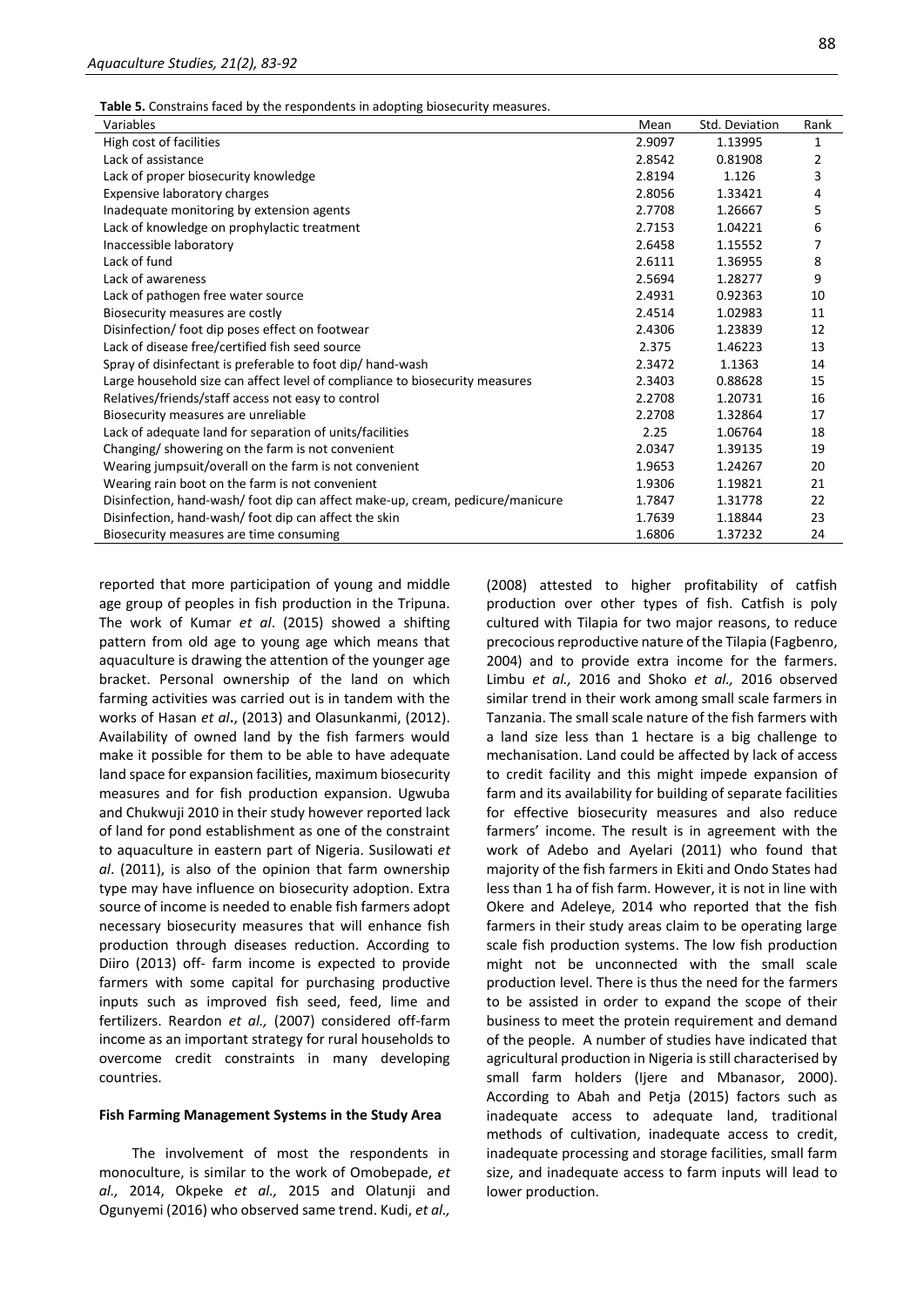**Table 5.** Constrains faced by the respondents in adopting biosecurity measures.

| Variables | Mean | Std. Deviation | Rank |
|---|---|---|---|
| High cost of facilities | 2.9097 | 1.13995 | 1 |
| Lack of assistance | 2.8542 | 0.81908 | 2 |
| Lack of proper biosecurity knowledge | 2.8194 | 1.126 | 3 |
| Expensive laboratory charges | 2.8056 | 1.33421 | 4 |
| Inadequate monitoring by extension agents | 2.7708 | 1.26667 | 5 |
| Lack of knowledge on prophylactic treatment | 2.7153 | 1.04221 | 6 |
| Inaccessible laboratory | 2.6458 | 1.15552 | 7 |
| Lack of fund | 2.6111 | 1.36955 | 8 |
| Lack of awareness | 2.5694 | 1.28277 | 9 |
| Lack of pathogen free water source | 2.4931 | 0.92363 | 10 |
| Biosecurity measures are costly | 2.4514 | 1.02983 | 11 |
| Disinfection/ foot dip poses effect on footwear | 2.4306 | 1.23839 | 12 |
| Lack of disease free/certified fish seed source | 2.375 | 1.46223 | 13 |
| Spray of disinfectant is preferable to foot dip/ hand-wash | 2.3472 | 1.1363 | 14 |
| Large household size can affect level of compliance to biosecurity measures | 2.3403 | 0.88628 | 15 |
| Relatives/friends/staff access not easy to control | 2.2708 | 1.20731 | 16 |
| Biosecurity measures are unreliable | 2.2708 | 1.32864 | 17 |
| Lack of adequate land for separation of units/facilities | 2.25 | 1.06764 | 18 |
| Changing/ showering on the farm is not convenient | 2.0347 | 1.39135 | 19 |
| Wearing jumpsuit/overall on the farm is not convenient | 1.9653 | 1.24267 | 20 |
| Wearing rain boot on the farm is not convenient | 1.9306 | 1.19821 | 21 |
| Disinfection, hand-wash/ foot dip can affect make-up, cream, pedicure/manicure | 1.7847 | 1.31778 | 22 |
| Disinfection, hand-wash/ foot dip can affect the skin | 1.7639 | 1.18844 | 23 |
| Biosecurity measures are time consuming | 1.6806 | 1.37232 | 24 |

reported that more participation of young and middle age group of peoples in fish production in the Tripuna. The work of Kumar *et al*. (2015) showed a shifting pattern from old age to young age which means that aquaculture is drawing the attention of the younger age bracket. Personal ownership of the land on which farming activities was carried out is in tandem with the works of Hasan *et al***.**, (2013) and Olasunkanmi, (2012). Availability of owned land by the fish farmers would make it possible for them to be able to have adequate land space for expansion facilities, maximum biosecurity measures and for fish production expansion. Ugwuba and Chukwuji 2010 in their study however reported lack of land for pond establishment as one of the constraint to aquaculture in eastern part of Nigeria. Susilowati *et al*. (2011), is also of the opinion that farm ownership type may have influence on biosecurity adoption. Extra source of income is needed to enable fish farmers adopt necessary biosecurity measures that will enhance fish production through diseases reduction. According to Diiro (2013) off- farm income is expected to provide farmers with some capital for purchasing productive inputs such as improved fish seed, feed, lime and fertilizers. Reardon *et al.,* (2007) considered off-farm income as an important strategy for rural households to overcome credit constraints in many developing countries.

#### Fish Farming Management Systems in the Study Area

The involvement of most the respondents in monoculture, is similar to the work of Omobepade, *et al.,* 2014, Okpeke *et al.,* 2015 and Olatunji and Ogunyemi (2016) who observed same trend. Kudi, *et al.,* (2008) attested to higher profitability of catfish production over other types of fish. Catfish is poly cultured with Tilapia for two major reasons, to reduce precocious reproductive nature of the Tilapia (Fagbenro, 2004) and to provide extra income for the farmers. Limbu *et al.,* 2016 and Shoko *et al.,* 2016 observed similar trend in their work among small scale farmers in Tanzania. The small scale nature of the fish farmers with a land size less than 1 hectare is a big challenge to mechanisation. Land could be affected by lack of access to credit facility and this might impede expansion of farm and its availability for building of separate facilities for effective biosecurity measures and also reduce farmers' income. The result is in agreement with the work of Adebo and Ayelari (2011) who found that majority of the fish farmers in Ekiti and Ondo States had less than 1 ha of fish farm. However, it is not in line with Okere and Adeleye, 2014 who reported that the fish farmers in their study areas claim to be operating large scale fish production systems. The low fish production might not be unconnected with the small scale production level. There is thus the need for the farmers to be assisted in order to expand the scope of their business to meet the protein requirement and demand of the people. A number of studies have indicated that agricultural production in Nigeria is still characterised by small farm holders (Ijere and Mbanasor, 2000). According to Abah and Petja (2015) factors such as inadequate access to adequate land, traditional methods of cultivation, inadequate access to credit, inadequate processing and storage facilities, small farm size, and inadequate access to farm inputs will lead to lower production.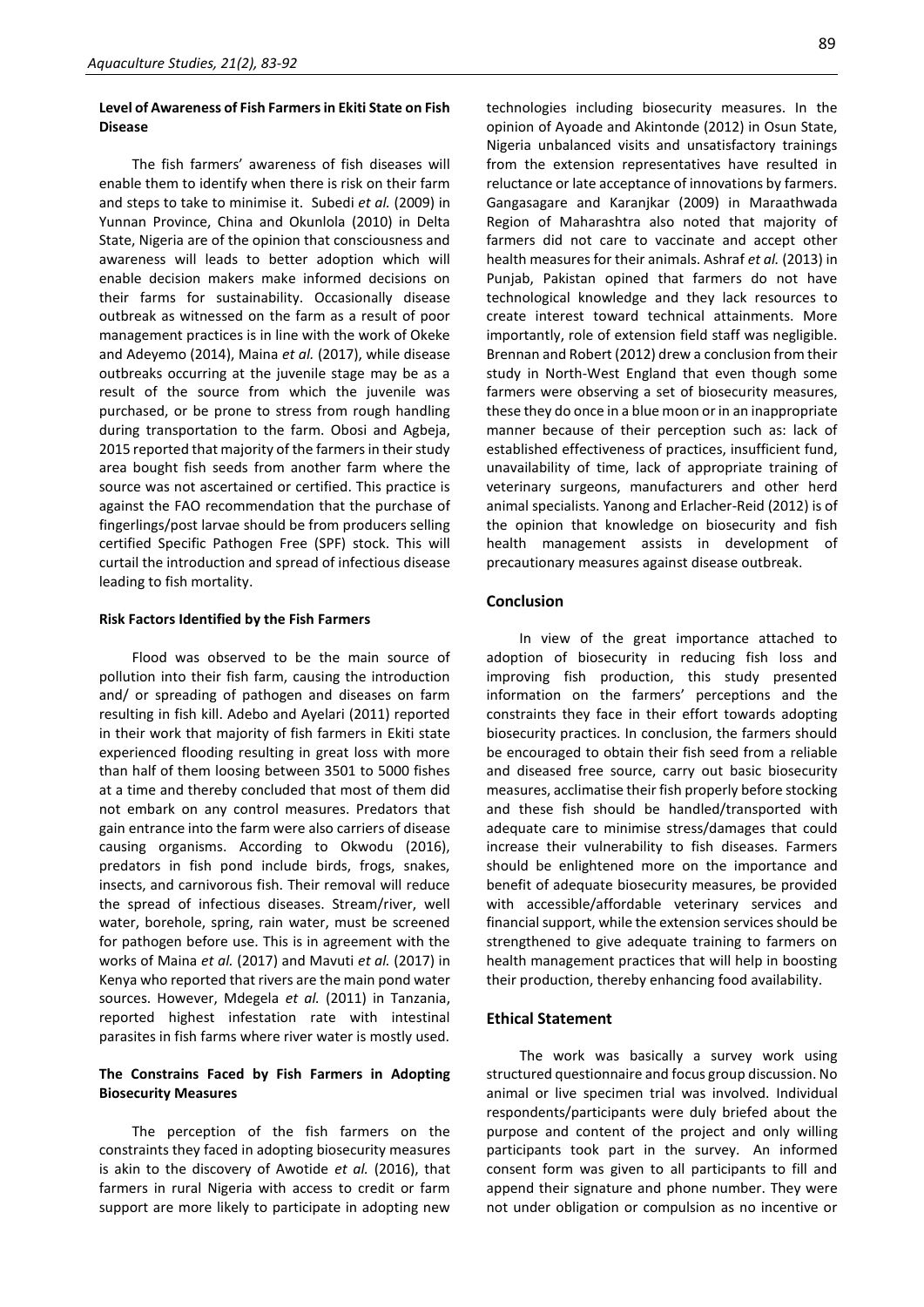### Level of Awareness of Fish Farmers in Ekiti State on Fish Disease

The fish farmers' awareness of fish diseases will enable them to identify when there is risk on their farm and steps to take to minimise it. Subedi *et al.* (2009) in Yunnan Province, China and Okunlola (2010) in Delta State, Nigeria are of the opinion that consciousness and awareness will leads to better adoption which will enable decision makers make informed decisions on their farms for sustainability. Occasionally disease outbreak as witnessed on the farm as a result of poor management practices is in line with the work of Okeke and Adeyemo (2014), Maina *et al.* (2017), while disease outbreaks occurring at the juvenile stage may be as a result of the source from which the juvenile was purchased, or be prone to stress from rough handling during transportation to the farm. Obosi and Agbeja, 2015 reported that majority of the farmers in their study area bought fish seeds from another farm where the source was not ascertained or certified. This practice is against the FAO recommendation that the purchase of fingerlings/post larvae should be from producers selling certified Specific Pathogen Free (SPF) stock. This will curtail the introduction and spread of infectious disease leading to fish mortality.

#### Risk Factors Identified by the Fish Farmers

Flood was observed to be the main source of pollution into their fish farm, causing the introduction and/ or spreading of pathogen and diseases on farm resulting in fish kill. Adebo and Ayelari (2011) reported in their work that majority of fish farmers in Ekiti state experienced flooding resulting in great loss with more than half of them loosing between 3501 to 5000 fishes at a time and thereby concluded that most of them did not embark on any control measures. Predators that gain entrance into the farm were also carriers of disease causing organisms. According to Okwodu (2016), predators in fish pond include birds, frogs, snakes, insects, and carnivorous fish. Their removal will reduce the spread of infectious diseases. Stream/river, well water, borehole, spring, rain water, must be screened for pathogen before use. This is in agreement with the works of Maina *et al.* (2017) and Mavuti *et al.* (2017) in Kenya who reported that rivers are the main pond water sources. However, Mdegela *et al.* (2011) in Tanzania, reported highest infestation rate with intestinal parasites in fish farms where river water is mostly used.

### The Constrains Faced by Fish Farmers in Adopting Biosecurity Measures

The perception of the fish farmers on the constraints they faced in adopting biosecurity measures is akin to the discovery of Awotide *et al.* (2016), that farmers in rural Nigeria with access to credit or farm support are more likely to participate in adopting new technologies including biosecurity measures. In the opinion of Ayoade and Akintonde (2012) in Osun State, Nigeria unbalanced visits and unsatisfactory trainings from the extension representatives have resulted in reluctance or late acceptance of innovations by farmers. Gangasagare and Karanjkar (2009) in Maraathwada Region of Maharashtra also noted that majority of farmers did not care to vaccinate and accept other health measures for their animals. Ashraf *et al.* (2013) in Punjab, Pakistan opined that farmers do not have technological knowledge and they lack resources to create interest toward technical attainments. More importantly, role of extension field staff was negligible. Brennan and Robert (2012) drew a conclusion from their study in North-West England that even though some farmers were observing a set of biosecurity measures, these they do once in a blue moon or in an inappropriate manner because of their perception such as: lack of established effectiveness of practices, insufficient fund, unavailability of time, lack of appropriate training of veterinary surgeons, manufacturers and other herd animal specialists. Yanong and Erlacher-Reid (2012) is of the opinion that knowledge on biosecurity and fish health management assists in development of precautionary measures against disease outbreak.

## Conclusion

In view of the great importance attached to adoption of biosecurity in reducing fish loss and improving fish production, this study presented information on the farmers' perceptions and the constraints they face in their effort towards adopting biosecurity practices. In conclusion, the farmers should be encouraged to obtain their fish seed from a reliable and diseased free source, carry out basic biosecurity measures, acclimatise their fish properly before stocking and these fish should be handled/transported with adequate care to minimise stress/damages that could increase their vulnerability to fish diseases. Farmers should be enlightened more on the importance and benefit of adequate biosecurity measures, be provided with accessible/affordable veterinary services and financial support, while the extension services should be strengthened to give adequate training to farmers on health management practices that will help in boosting their production, thereby enhancing food availability.

## Ethical Statement

The work was basically a survey work using structured questionnaire and focus group discussion. No animal or live specimen trial was involved. Individual respondents/participants were duly briefed about the purpose and content of the project and only willing participants took part in the survey. An informed consent form was given to all participants to fill and append their signature and phone number. They were not under obligation or compulsion as no incentive or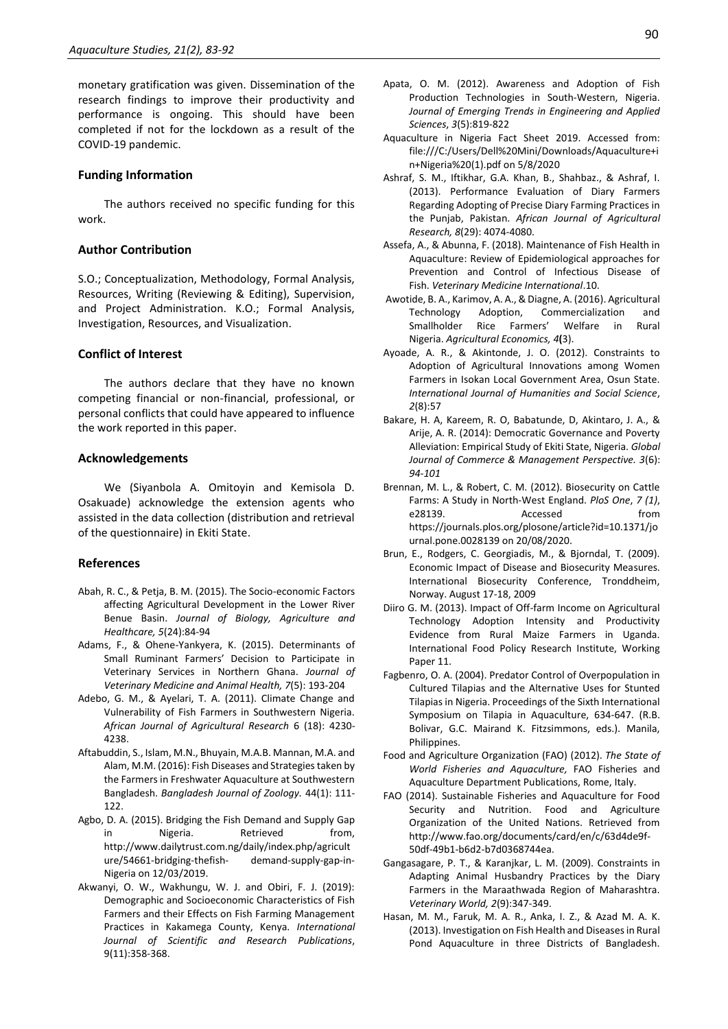monetary gratification was given. Dissemination of the research findings to improve their productivity and performance is ongoing. This should have been completed if not for the lockdown as a result of the COVID-19 pandemic.

## Funding Information

The authors received no specific funding for this work.

## Author Contribution

S.O.; Conceptualization, Methodology, Formal Analysis, Resources, Writing (Reviewing & Editing), Supervision, and Project Administration. K.O.; Formal Analysis, Investigation, Resources, and Visualization.

## Conflict of Interest

The authors declare that they have no known competing financial or non-financial, professional, or personal conflicts that could have appeared to influence the work reported in this paper.

## Acknowledgements

We (Siyanbola A. Omitoyin and Kemisola D. Osakuade) acknowledge the extension agents who assisted in the data collection (distribution and retrieval of the questionnaire) in Ekiti State.

## References

Abah, R. C., & Petja, B. M. (2015). The Socio-economic Factors affecting Agricultural Development in the Lower River Benue Basin. *Journal of Biology, Agriculture and Healthcare, 5*(24):84-94

Adams, F., & Ohene-Yankyera, K. (2015). Determinants of Small Ruminant Farmers' Decision to Participate in Veterinary Services in Northern Ghana. *Journal of Veterinary Medicine and Animal Health, 7*(5): 193-204

Adebo, G. M., & Ayelari, T. A. (2011). Climate Change and Vulnerability of Fish Farmers in Southwestern Nigeria. *African Journal of Agricultural Research* 6 (18): 4230-4238.

Aftabuddin, S., Islam, M.N., Bhuyain, M.A.B. Mannan, M.A. and Alam, M.M. (2016): Fish Diseases and Strategies taken by the Farmers in Freshwater Aquaculture at Southwestern Bangladesh. *Bangladesh Journal of Zoology.* 44(1): 111-122.

Agbo, D. A. (2015). Bridging the Fish Demand and Supply Gap in Nigeria. Retrieved from, http://www.dailytrust.com.ng/daily/index.php/agriculture/54661-bridging-thefish- demand-supply-gap-in-Nigeria on 12/03/2019.

Akwanyi, O. W., Wakhungu, W. J. and Obiri, F. J. (2019): Demographic and Socioeconomic Characteristics of Fish Farmers and their Effects on Fish Farming Management Practices in Kakamega County, Kenya. *International Journal of Scientific and Research Publications*, 9(11):358-368.

Apata, O. M. (2012). Awareness and Adoption of Fish Production Technologies in South-Western, Nigeria. *Journal of Emerging Trends in Engineering and Applied Sciences*, *3*(5):819-822

Aquaculture in Nigeria Fact Sheet 2019. Accessed from: file:///C:/Users/Dell%20Mini/Downloads/Aquaculture+in+Nigeria%20(1).pdf on 5/8/2020

Ashraf, S. M., Iftikhar, G.A. Khan, B., Shahbaz., & Ashraf, I. (2013). Performance Evaluation of Diary Farmers Regarding Adopting of Precise Diary Farming Practices in the Punjab, Pakistan. *African Journal of Agricultural Research, 8*(29): 4074-4080.

Assefa, A., & Abunna, F. (2018). Maintenance of Fish Health in Aquaculture: Review of Epidemiological approaches for Prevention and Control of Infectious Disease of Fish. *Veterinary Medicine International*.10.

Awotide, B. A., Karimov, A. A., & Diagne, A. (2016). Agricultural Technology Adoption, Commercialization and Smallholder Rice Farmers' Welfare in Rural Nigeria. *Agricultural Economics, 4*(3).

Ayoade, A. R., & Akintonde, J. O. (2012). Constraints to Adoption of Agricultural Innovations among Women Farmers in Isokan Local Government Area, Osun State. *International Journal of Humanities and Social Science*, *2*(8):57

Bakare, H. A, Kareem, R. O, Babatunde, D, Akintaro, J. A., & Arije, A. R. (2014): Democratic Governance and Poverty Alleviation: Empirical Study of Ekiti State, Nigeria. *Global Journal of Commerce & Management Perspective. 3*(6): *94-101*

Brennan, M. L., & Robert, C. M. (2012). Biosecurity on Cattle Farms: A Study in North-West England. *PloS One*, *7 (1)*, e28139. Accessed from https://journals.plos.org/plosone/article?id=10.1371/journal.pone.0028139 on 20/08/2020.

Brun, E., Rodgers, C. Georgiadis, M., & Bjorndal, T. (2009). Economic Impact of Disease and Biosecurity Measures. International Biosecurity Conference, Tronddheim, Norway. August 17-18, 2009

Diiro G. M. (2013). Impact of Off-farm Income on Agricultural Technology Adoption Intensity and Productivity Evidence from Rural Maize Farmers in Uganda. International Food Policy Research Institute, Working Paper 11.

Fagbenro, O. A. (2004). Predator Control of Overpopulation in Cultured Tilapias and the Alternative Uses for Stunted Tilapias in Nigeria. Proceedings of the Sixth International Symposium on Tilapia in Aquaculture, 634-647. (R.B. Bolivar, G.C. Mairand K. Fitzsimmons, eds.). Manila, Philippines.

Food and Agriculture Organization (FAO) (2012). *The State of World Fisheries and Aquaculture,* FAO Fisheries and Aquaculture Department Publications, Rome, Italy.

FAO (2014). Sustainable Fisheries and Aquaculture for Food Security and Nutrition. Food and Agriculture Organization of the United Nations. Retrieved from http://www.fao.org/documents/card/en/c/63d4de9f-50df-49b1-b6d2-b7d0368744ea.

Gangasagare, P. T., & Karanjkar, L. M. (2009). Constraints in Adapting Animal Husbandry Practices by the Diary Farmers in the Maraathwada Region of Maharashtra. *Veterinary World, 2*(9):347-349.

Hasan, M. M., Faruk, M. A. R., Anka, I. Z., & Azad M. A. K. (2013). Investigation on Fish Health and Diseases in Rural Pond Aquaculture in three Districts of Bangladesh.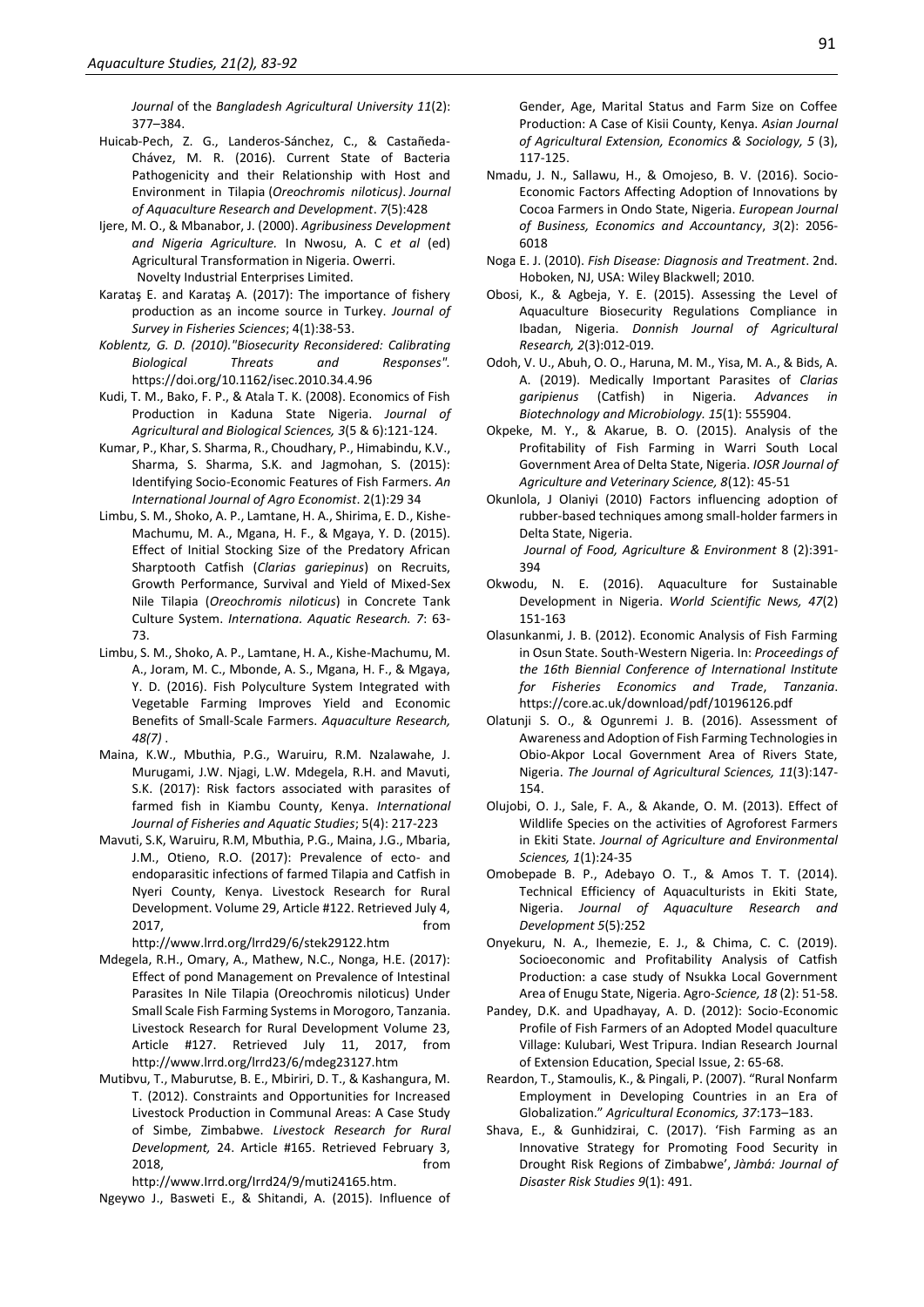*Journal* of the *Bangladesh Agricultural University 11*(2): 377–384.

Huicab-Pech, Z. G., Landeros-Sánchez, C., & Castañeda-Chávez, M. R. (2016). Current State of Bacteria Pathogenicity and their Relationship with Host and Environment in Tilapia (*Oreochromis niloticus)*. *Journal of Aquaculture Research and Development*. *7*(5):428

Ijere, M. O., & Mbanabor, J. (2000). *Agribusiness Development and Nigeria Agriculture.* In Nwosu, A. C *et al* (ed) Agricultural Transformation in Nigeria. Owerri. Novelty Industrial Enterprises Limited.

Karataş E. and Karataş A. (2017): The importance of fishery production as an income source in Turkey. *Journal of Survey in Fisheries Sciences*; 4(1):38-53.

*Koblentz, G. D. (2010)."Biosecurity Reconsidered: Calibrating Biological Threats and Responses".* https://doi.org/10.1162/isec.2010.34.4.96

Kudi, T. M., Bako, F. P., & Atala T. K. (2008). Economics of Fish Production in Kaduna State Nigeria. *Journal of Agricultural and Biological Sciences, 3*(5 & 6):121-124.

Kumar, P., Khar, S. Sharma, R., Choudhary, P., Himabindu, K.V., Sharma, S. Sharma, S.K. and Jagmohan, S. (2015): Identifying Socio-Economic Features of Fish Farmers. *An International Journal of Agro Economist*. 2(1):29 34

Limbu, S. M., Shoko, A. P., Lamtane, H. A., Shirima, E. D., Kishe-Machumu, M. A., Mgana, H. F., & Mgaya, Y. D. (2015). Effect of Initial Stocking Size of the Predatory African Sharptooth Catfish (*Clarias gariepinus*) on Recruits, Growth Performance, Survival and Yield of Mixed-Sex Nile Tilapia (*Oreochromis niloticus*) in Concrete Tank Culture System. *Internationa. Aquatic Research. 7*: 63-73.

Limbu, S. M., Shoko, A. P., Lamtane, H. A., Kishe-Machumu, M. A., Joram, M. C., Mbonde, A. S., Mgana, H. F., & Mgaya, Y. D. (2016). Fish Polyculture System Integrated with Vegetable Farming Improves Yield and Economic Benefits of Small-Scale Farmers. *Aquaculture Research, 48(7)* .

Maina, K.W., Mbuthia, P.G., Waruiru, R.M. Nzalawahe, J. Murugami, J.W. Njagi, L.W. Mdegela, R.H. and Mavuti, S.K. (2017): Risk factors associated with parasites of farmed fish in Kiambu County, Kenya. *International Journal of Fisheries and Aquatic Studies*; 5(4): 217-223

Mavuti, S.K, Waruiru, R.M, Mbuthia, P.G., Maina, J.G., Mbaria, J.M., Otieno, R.O. (2017): Prevalence of ecto- and endoparasitic infections of farmed Tilapia and Catfish in Nyeri County, Kenya. Livestock Research for Rural Development. Volume 29, Article #122. Retrieved July 4, 2017, from http://www.lrrd.org/lrrd29/6/stek29122.htm

Mdegela, R.H., Omary, A., Mathew, N.C., Nonga, H.E. (2017): Effect of pond Management on Prevalence of Intestinal Parasites In Nile Tilapia (Oreochromis niloticus) Under Small Scale Fish Farming Systems in Morogoro, Tanzania. Livestock Research for Rural Development Volume 23, Article #127. Retrieved July 11, 2017, from http://www.lrrd.org/lrrd23/6/mdeg23127.htm

Mutibvu, T., Maburutse, B. E., Mbiriri, D. T., & Kashangura, M. T. (2012). Constraints and Opportunities for Increased Livestock Production in Communal Areas: A Case Study of Simbe, Zimbabwe. *Livestock Research for Rural Development,* 24. Article #165. Retrieved February 3, 2018, from http://www.lrrd.org/lrrd24/9/muti24165.htm.

Ngeywo J., Basweti E., & Shitandi, A. (2015). Influence of Gender, Age, Marital Status and Farm Size on Coffee Production: A Case of Kisii County, Kenya. *Asian Journal of Agricultural Extension, Economics & Sociology, 5* (3), 117-125.

Nmadu, J. N., Sallawu, H., & Omojeso, B. V. (2016). Socio-Economic Factors Affecting Adoption of Innovations by Cocoa Farmers in Ondo State, Nigeria. *European Journal of Business, Economics and Accountancy*, *3*(2): 2056-6018

Noga E. J. (2010). *Fish Disease: Diagnosis and Treatment*. 2nd. Hoboken, NJ, USA: Wiley Blackwell; 2010.

Obosi, K., & Agbeja, Y. E. (2015). Assessing the Level of Aquaculture Biosecurity Regulations Compliance in Ibadan, Nigeria. *Donnish Journal of Agricultural Research, 2*(3):012-019.

Odoh, V. U., Abuh, O. O., Haruna, M. M., Yisa, M. A., & Bids, A. A. (2019). Medically Important Parasites of *Clarias garipienus* (Catfish) in Nigeria. *Advances in Biotechnology and Microbiology. 15*(1): 555904.

Okpeke, M. Y., & Akarue, B. O. (2015). Analysis of the Profitability of Fish Farming in Warri South Local Government Area of Delta State, Nigeria. *IOSR Journal of Agriculture and Veterinary Science, 8*(12): 45-51

Okunlola, J Olaniyi (2010) Factors influencing adoption of rubber-based techniques among small-holder farmers in Delta State, Nigeria. *Journal of Food, Agriculture & Environment* 8 (2):391-394

Okwodu, N. E. (2016). Aquaculture for Sustainable Development in Nigeria. *World Scientific News, 47*(2) 151-163

Olasunkanmi, J. B. (2012). Economic Analysis of Fish Farming in Osun State. South-Western Nigeria. In: *Proceedings of the 16th Biennial Conference of International Institute for Fisheries Economics and Trade*, *Tanzania*. https://core.ac.uk/download/pdf/10196126.pdf

Olatunji S. O., & Ogunremi J. B. (2016). Assessment of Awareness and Adoption of Fish Farming Technologies in Obio-Akpor Local Government Area of Rivers State, Nigeria. *The Journal of Agricultural Sciences, 11*(3):147-154.

Olujobi, O. J., Sale, F. A., & Akande, O. M. (2013). Effect of Wildlife Species on the activities of Agroforest Farmers in Ekiti State. *Journal of Agriculture and Environmental Sciences, 1*(1):24-35

Omobepade B. P., Adebayo O. T., & Amos T. T. (2014). Technical Efficiency of Aquaculturists in Ekiti State, Nigeria. *Journal of Aquaculture Research and Development 5*(5):252

Onyekuru, N. A., Ihemezie, E. J., & Chima, C. C. (2019). Socioeconomic and Profitability Analysis of Catfish Production: a case study of Nsukka Local Government Area of Enugu State, Nigeria. Agro-*Science, 18* (2): 51-58.

Pandey, D.K. and Upadhayay, A. D. (2012): Socio-Economic Profile of Fish Farmers of an Adopted Model quaculture Village: Kulubari, West Tripura. Indian Research Journal of Extension Education, Special Issue, 2: 65-68.

Reardon, T., Stamoulis, K., & Pingali, P. (2007). "Rural Nonfarm Employment in Developing Countries in an Era of Globalization." *Agricultural Economics, 37*:173–183.

Shava, E., & Gunhidzirai, C. (2017). 'Fish Farming as an Innovative Strategy for Promoting Food Security in Drought Risk Regions of Zimbabwe', *Jàmbá: Journal of Disaster Risk Studies 9*(1): 491.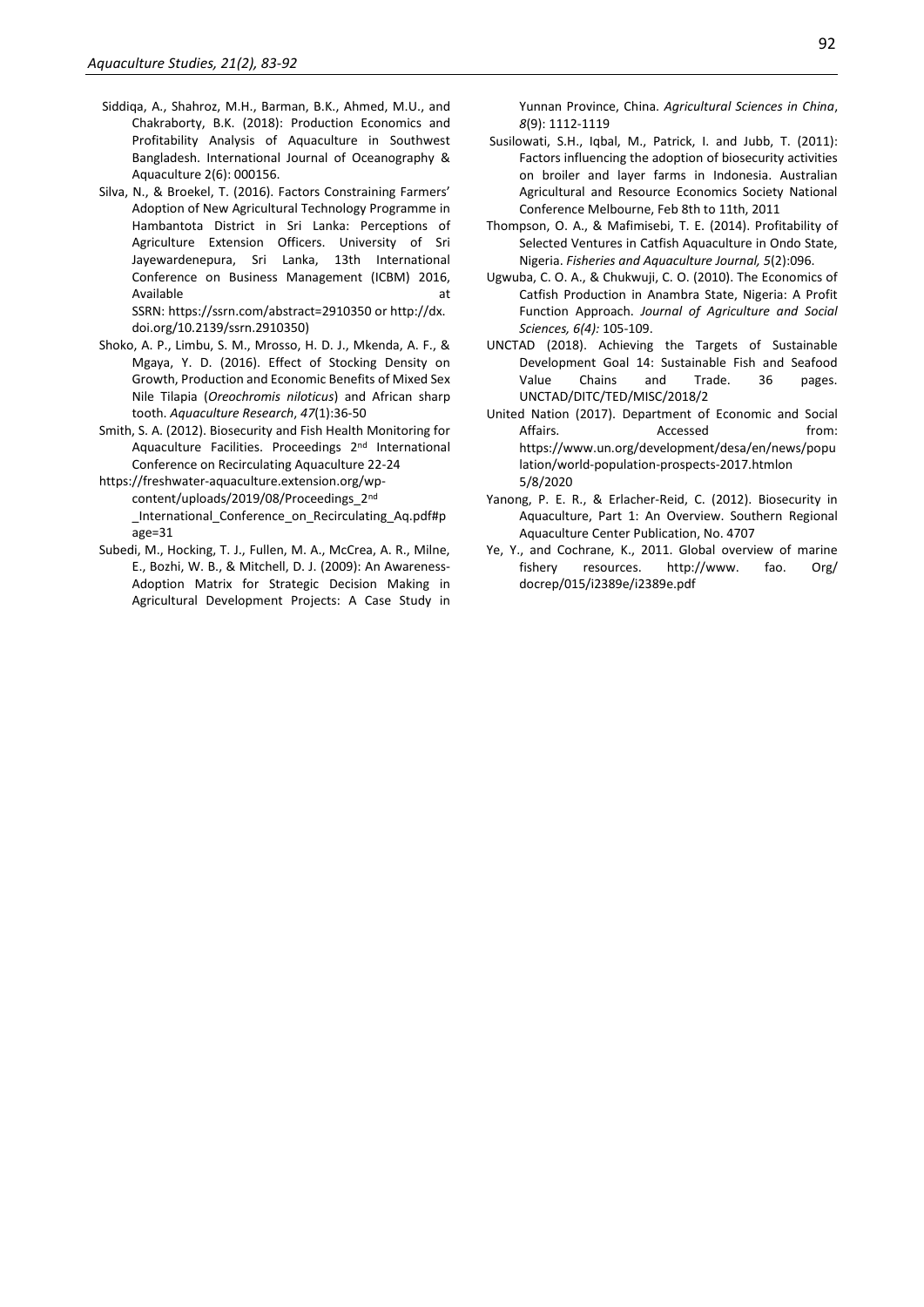Siddiqa, A., Shahroz, M.H., Barman, B.K., Ahmed, M.U., and Chakraborty, B.K. (2018): Production Economics and Profitability Analysis of Aquaculture in Southwest Bangladesh. International Journal of Oceanography & Aquaculture 2(6): 000156.

Silva, N., & Broekel, T. (2016). Factors Constraining Farmers' Adoption of New Agricultural Technology Programme in Hambantota District in Sri Lanka: Perceptions of Agriculture Extension Officers. University of Sri Jayewardenepura, Sri Lanka, 13th International Conference on Business Management (ICBM) 2016, Available at SSRN: https://ssrn.com/abstract=2910350 or http://dx.doi.org/10.2139/ssrn.2910350)

Shoko, A. P., Limbu, S. M., Mrosso, H. D. J., Mkenda, A. F., & Mgaya, Y. D. (2016). Effect of Stocking Density on Growth, Production and Economic Benefits of Mixed Sex Nile Tilapia (*Oreochromis niloticus*) and African sharp tooth. *Aquaculture Research*, *47*(1):36-50

Smith, S. A. (2012). Biosecurity and Fish Health Monitoring for Aquaculture Facilities. Proceedings 2nd International Conference on Recirculating Aquaculture 22-24 https://freshwater-aquaculture.extension.org/wp-content/uploads/2019/08/Proceedings_2nd_International_Conference_on_Recirculating_Aq.pdf#page=31

Subedi, M., Hocking, T. J., Fullen, M. A., McCrea, A. R., Milne, E., Bozhi, W. B., & Mitchell, D. J. (2009): An Awareness-Adoption Matrix for Strategic Decision Making in Agricultural Development Projects: A Case Study in Yunnan Province, China. *Agricultural Sciences in China*, *8*(9): 1112-1119

Susilowati, S.H., Iqbal, M., Patrick, I. and Jubb, T. (2011): Factors influencing the adoption of biosecurity activities on broiler and layer farms in Indonesia. Australian Agricultural and Resource Economics Society National Conference Melbourne, Feb 8th to 11th, 2011

Thompson, O. A., & Mafimisebi, T. E. (2014). Profitability of Selected Ventures in Catfish Aquaculture in Ondo State, Nigeria. *Fisheries and Aquaculture Journal, 5*(2):096.

Ugwuba, C. O. A., & Chukwuji, C. O. (2010). The Economics of Catfish Production in Anambra State, Nigeria: A Profit Function Approach. *Journal of Agriculture and Social Sciences, 6(4):* 105-109.

UNCTAD (2018). Achieving the Targets of Sustainable Development Goal 14: Sustainable Fish and Seafood Value Chains and Trade. 36 pages. UNCTAD/DITC/TED/MISC/2018/2

United Nation (2017). Department of Economic and Social Affairs. Accessed from: https://www.un.org/development/desa/en/news/population/world-population-prospects-2017.htmlon 5/8/2020

Yanong, P. E. R., & Erlacher-Reid, C. (2012). Biosecurity in Aquaculture, Part 1: An Overview. Southern Regional Aquaculture Center Publication, No. 4707

Ye, Y., and Cochrane, K., 2011. Global overview of marine fishery resources. http://www. fao. Org/ docrep/015/i2389e/i2389e.pdf